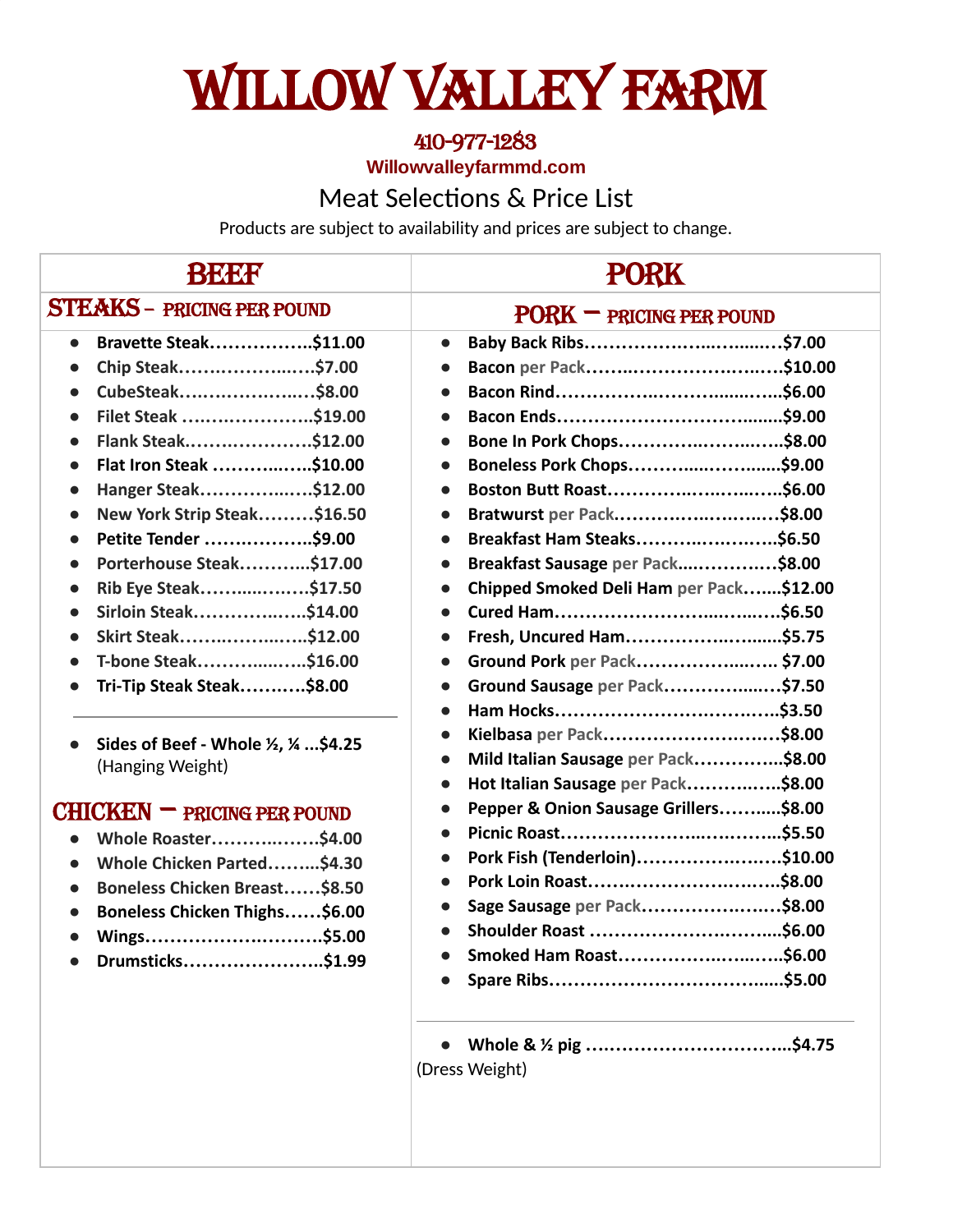# WILLOW VALLEY FARM

**410-977-1283**

**Willowvalleyfarmmd.com**

## Meat Selections & Price List

Products are subject to availability and prices are subject to change.

## BEEF

### STEAKS – PRICING PER POUND

- **Bravette Steak……………..$11.00**
- **Chip Steak…….…………..….$7.00**
- **CubeSteak…….……………..…$8.00**
- **Filet Steak ….……………….$19.00**
- **Flank Steak.…….…………….$12.00**
- **Flat Iron Steak …………..…..$10.00**
- **Hanger Steak……………..….$12.00**
- **New York Strip Steak………$16.50**
- **Petite Tender ………………..$9.00**
- **Porterhouse Steak………..$17.00**
- **Rib Eye Steak……...…..…..$17.50**
- **Sirloin Steak……………..…$14.00**
- **Skirt Steak…….….……..…..$12.00**
- **T-bone Steak………….....…..$16.00**
- **Tri-Tip Steak Steak………..$8.00**

---

- **Sides of Beef - Whole ½, ¼ …$4.25** (Hanging Weight)

### CHICKEN – PRICING PER POUND

- **Whole Roaster……….….….$4.00**
- **Whole Chicken Parted……...$4.30**
- **Boneless Chicken Breast……$8.50**
- **Boneless Chicken Thighs……$6.00**
- **Wings…………………….……….$5.00**
- **Drumsticks…………………..$1.99**

## PORK

### PORK – PRICING PER POUND

- **Baby Back Ribs……………….…..…...…..$7.00**
- **Bacon** per Pack**……...…………………..….$10.00**
- **Bacon Rind………………..……….....…....$6.00**
- **Bacon Ends……………………………........$9.00**
- **Bone In Pork Chops…………..…….…..…..$8.00**
- **Boneless Pork Chops………......……..…....$9.00**
- **Boston Butt Roast………….…….…..…..…..$6.00**
- **Bratwurst** per Pack**……….….…..….…..….$8.00**
- **Breakfast Ham Steaks……….….…….…..$6.50**
- **Breakfast Sausage** per Pack**…..…………..$8.00**
- **Chipped Smoked Deli Ham** per Pack**…....$12.00**
- **Cured Ham……………………..….…..….$6.50**
- **Fresh, Uncured Ham……………..……......$5.75**
- **Ground Pork** per Pack**…………………...….. $7.00**
- **Ground Sausage** per Pack**……………...….$7.50**
- **Ham Hocks…………………….……..…..$3.50**
- **Kielbasa** per Pack**……………….………….$8.00**
- **Mild Italian Sausage** per Pack**…………..$8.00**
- **Hot Italian Sausage** per Pack**……….…..$8.00**
- **Pepper & Onion Sausage Grillers……..…$8.00**
- **Picnic Roast………………….…..…….…..$5.50**
- **Pork Fish (Tenderloin)………….…….……$10.00**
- **Pork Loin Roast……..……………….…….$8.00**
- **Sage Sausage** per Pack**…………….….….$8.00**
- **Shoulder Roast ………………………......$6.00**
- **Smoked Ham Roast………………..….…..$6.00**
- **Spare Ribs……………………………........$5.00**

---

- **Whole & ½ pig ……………………………..$4.75** (Dress Weight)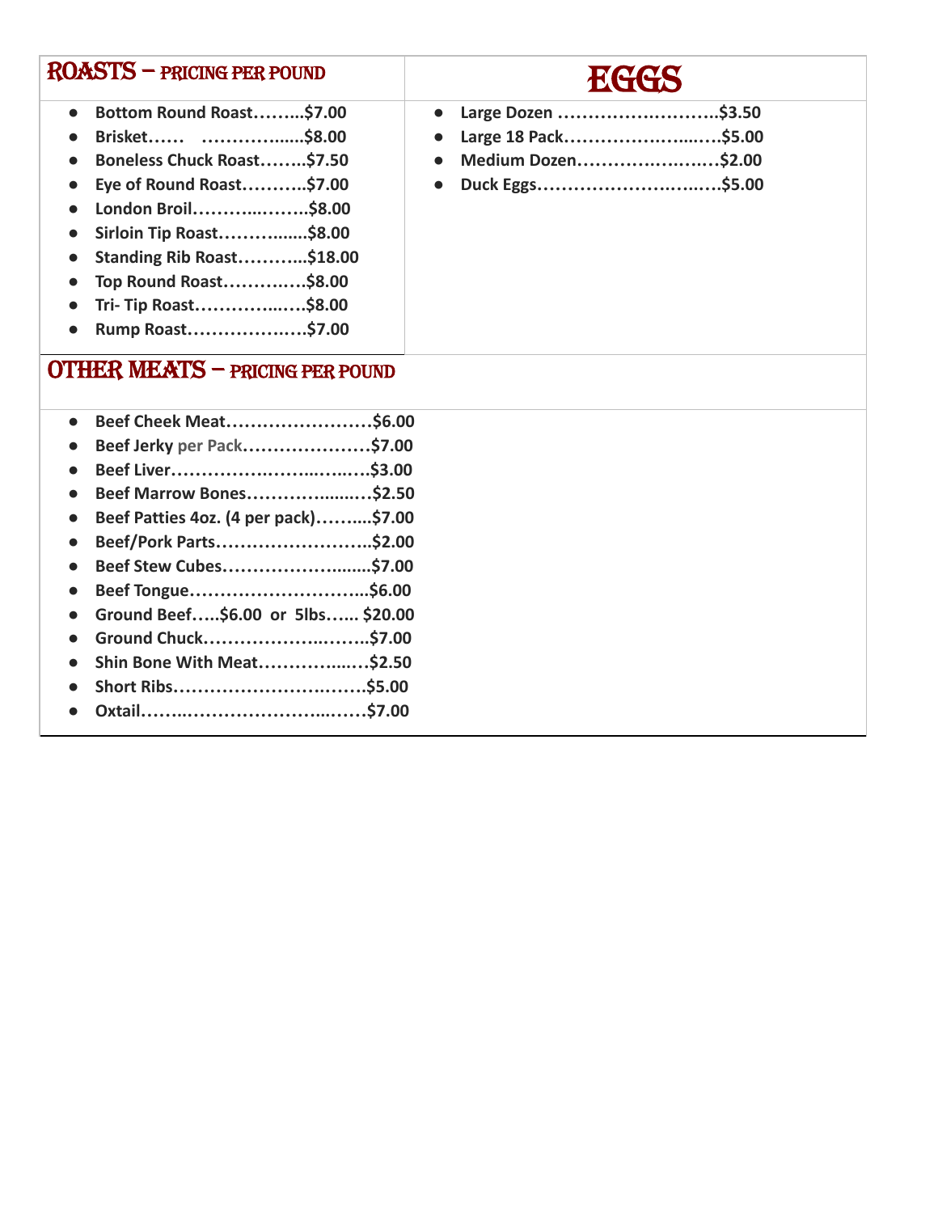## ROASTS – PRICING PER POUND

- **Bottom Round Roast……...$7.00**
- **Brisket……   ……………...…$8.00**
- **Boneless Chuck Roast……..$7.50**
- **Eye of Round Roast………..$7.00**
- **London Broil……….……..$8.00**
- **Sirloin Tip Roast…………...…$8.00**
- **Standing Rib Roast………...$18.00**
- **Top Round Roast…………..$8.00**
- **Tri- Tip Roast……………...…$8.00**
- **Rump Roast……………….…$7.00**

## EGGS

- **Large Dozen ……………………….$3.50**
- **Large 18 Pack………………....….$5.00**
- **Medium Dozen……………….….$2.00**
- **Duck Eggs…………………….…..….$5.00**

## OTHER MEATS – PRICING PER POUND

- **Beef Cheek Meat……………………$6.00**
- **Beef Jerky** per Pack…………………**$7.00**
- **Beef Liver…………………………..…..$3.00**
- **Beef Marrow Bones…………….....…$2.50**
- **Beef Patties 4oz. (4 per pack)……....$7.00**
- **Beef/Pork Parts……………………..$2.00**
- **Beef Stew Cubes…………………........$7.00**
- **Beef Tongue……………………………...$6.00**
- **Ground Beef…..$6.00  or  5lbs…... $20.00**
- **Ground Chuck…………………..……..$7.00**
- **Shin Bone With Meat…………...…$2.50**
- **Short Ribs………………………..…….$5.00**
- **Oxtail……..……………………...……$7.00**